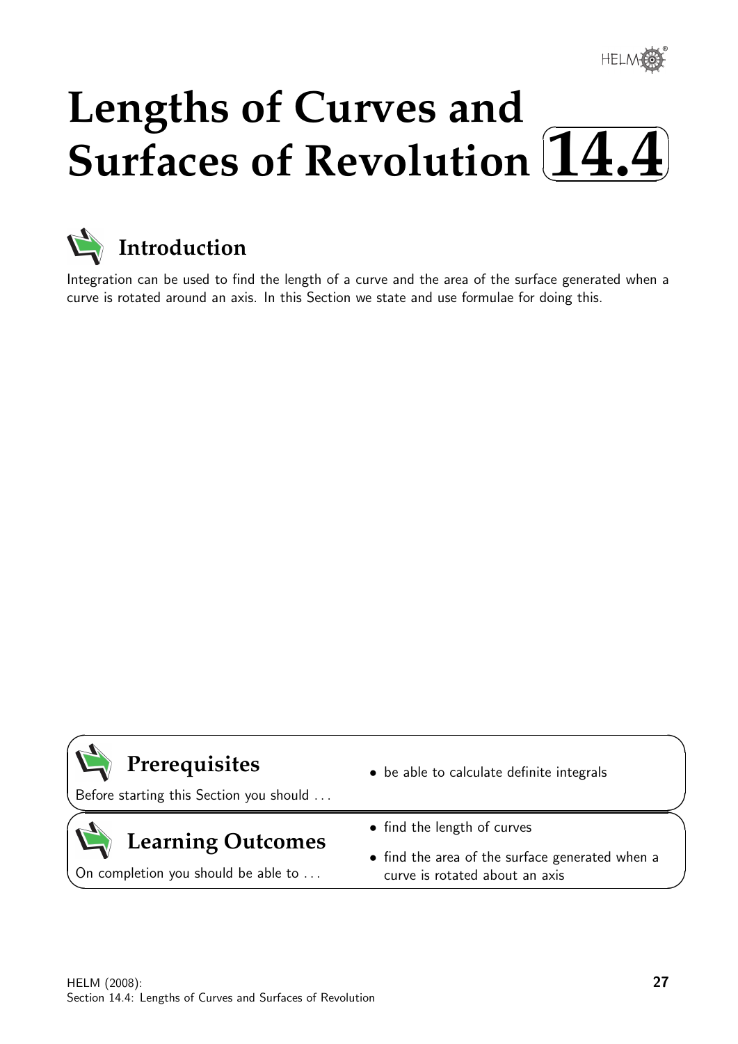# Lengths of Curves and Surfaces of Revolution 14.4

## Introduction

Integration can be used to find the length of a curve and the area of the surface generated when a curve is rotated around an axis. In this Section we state and use formulae for doing this.

## Prerequisites

Before starting this Section you should ...

- be able to calculate definite integrals

## Learning Outcomes

On completion you should be able to ...

- find the length of curves
- find the area of the surface generated when a curve is rotated about an axis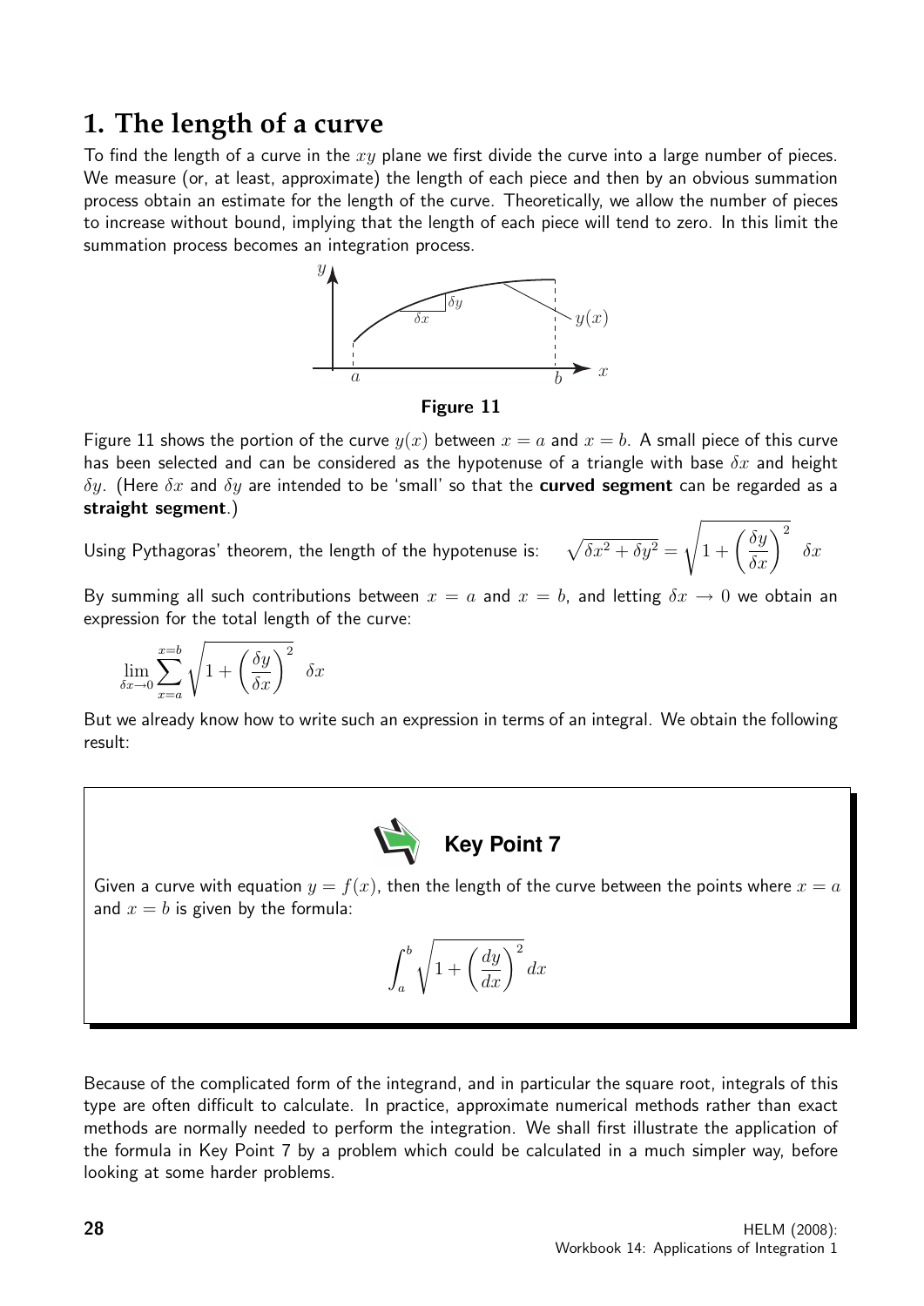# 1. The length of a curve

To find the length of a curve in the $xy$ plane we first divide the curve into a large number of pieces. We measure (or, at least, approximate) the length of each piece and then by an obvious summation process obtain an estimate for the length of the curve. Theoretically, we allow the number of pieces to increase without bound, implying that the length of each piece will tend to zero. In this limit the summation process becomes an integration process.

**Figure 11**

Figure 11 shows the portion of the curve $y(x)$ between $x = a$ and $x = b$. A small piece of this curve has been selected and can be considered as the hypotenuse of a triangle with base $\delta x$ and height $\delta y$. (Here $\delta x$ and $\delta y$ are intended to be 'small' so that the **curved segment** can be regarded as a **straight segment**.)

Using Pythagoras' theorem, the length of the hypotenuse is: $\sqrt{\delta x^2 + \delta y^2} = \sqrt{1 + \left(\dfrac{\delta y}{\delta x}\right)^2}\ \delta x$

By summing all such contributions between $x = a$ and $x = b$, and letting $\delta x \to 0$ we obtain an expression for the total length of the curve:

$$\lim_{\delta x \to 0} \sum_{x=a}^{x=b} \sqrt{1 + \left(\frac{\delta y}{\delta x}\right)^2}\ \delta x$$

But we already know how to write such an expression in terms of an integral. We obtain the following result:

**Key Point 7**

Given a curve with equation $y = f(x)$, then the length of the curve between the points where $x = a$ and $x = b$ is given by the formula:

$$\int_a^b \sqrt{1 + \left(\frac{dy}{dx}\right)^2}\, dx$$

Because of the complicated form of the integrand, and in particular the square root, integrals of this type are often difficult to calculate. In practice, approximate numerical methods rather than exact methods are normally needed to perform the integration. We shall first illustrate the application of the formula in Key Point 7 by a problem which could be calculated in a much simpler way, before looking at some harder problems.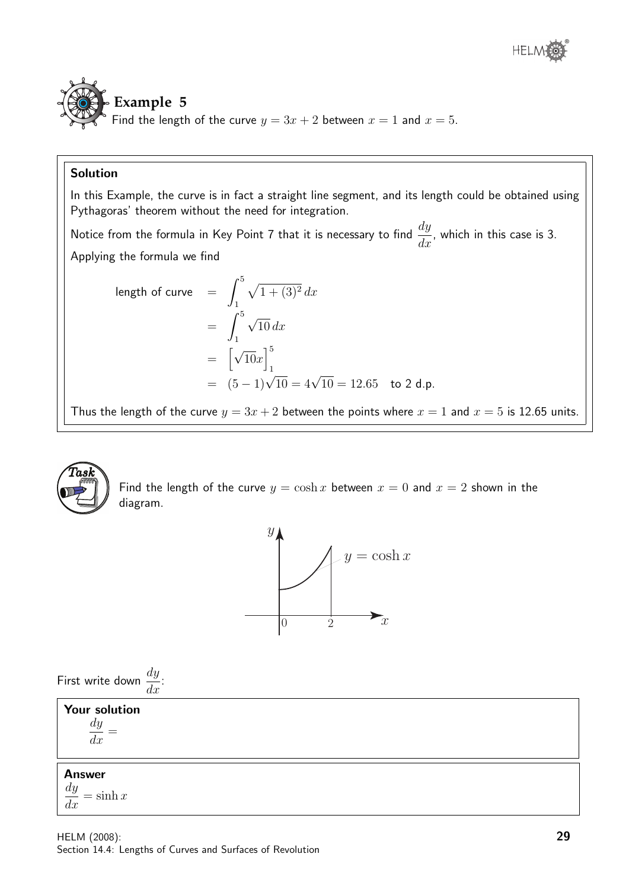## Example 5

Find the length of the curve $y = 3x + 2$ between $x = 1$ and $x = 5$.

**Solution**

In this Example, the curve is in fact a straight line segment, and its length could be obtained using Pythagoras' theorem without the need for integration.

Notice from the formula in Key Point 7 that it is necessary to find $\dfrac{dy}{dx}$, which in this case is 3.

Applying the formula we find

$$
\begin{aligned}
\text{length of curve} &= \int_1^5 \sqrt{1 + (3)^2}\, dx \\
&= \int_1^5 \sqrt{10}\, dx \\
&= \left[\sqrt{10}x\right]_1^5 \\
&= (5-1)\sqrt{10} = 4\sqrt{10} = 12.65 \quad \text{to 2 d.p.}
\end{aligned}
$$

Thus the length of the curve $y = 3x + 2$ between the points where $x = 1$ and $x = 5$ is 12.65 units.

## Task

Find the length of the curve $y = \cosh x$ between $x = 0$ and $x = 2$ shown in the diagram.

First write down $\dfrac{dy}{dx}$:

**Your solution**

$\dfrac{dy}{dx} =$

**Answer**

$\dfrac{dy}{dx} = \sinh x$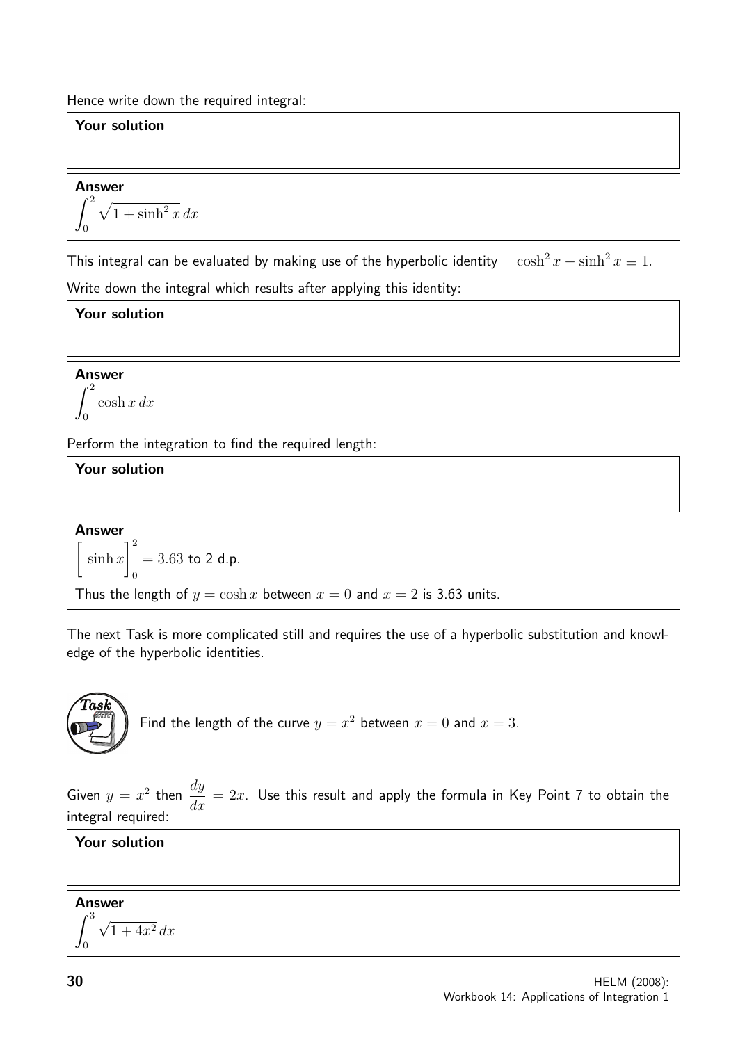Hence write down the required integral:

**Your solution**

**Answer**

$$\int_0^2 \sqrt{1+\sinh^2 x}\, dx$$

This integral can be evaluated by making use of the hyperbolic identity $\cosh^2 x - \sinh^2 x \equiv 1.$

Write down the integral which results after applying this identity:

**Your solution**

**Answer**

$$\int_0^2 \cosh x\, dx$$

Perform the integration to find the required length:

**Your solution**

**Answer**

$$\Big[\sinh x\Big]_0^2 = 3.63 \text{ to 2 d.p.}$$

Thus the length of $y = \cosh x$ between $x = 0$ and $x = 2$ is 3.63 units.

The next Task is more complicated still and requires the use of a hyperbolic substitution and knowledge of the hyperbolic identities.

**Task**

Find the length of the curve $y = x^2$ between $x = 0$ and $x = 3$.

Given $y = x^2$ then $\dfrac{dy}{dx} = 2x$. Use this result and apply the formula in Key Point 7 to obtain the integral required:

**Your solution**

**Answer**

$$\int_0^3 \sqrt{1+4x^2}\, dx$$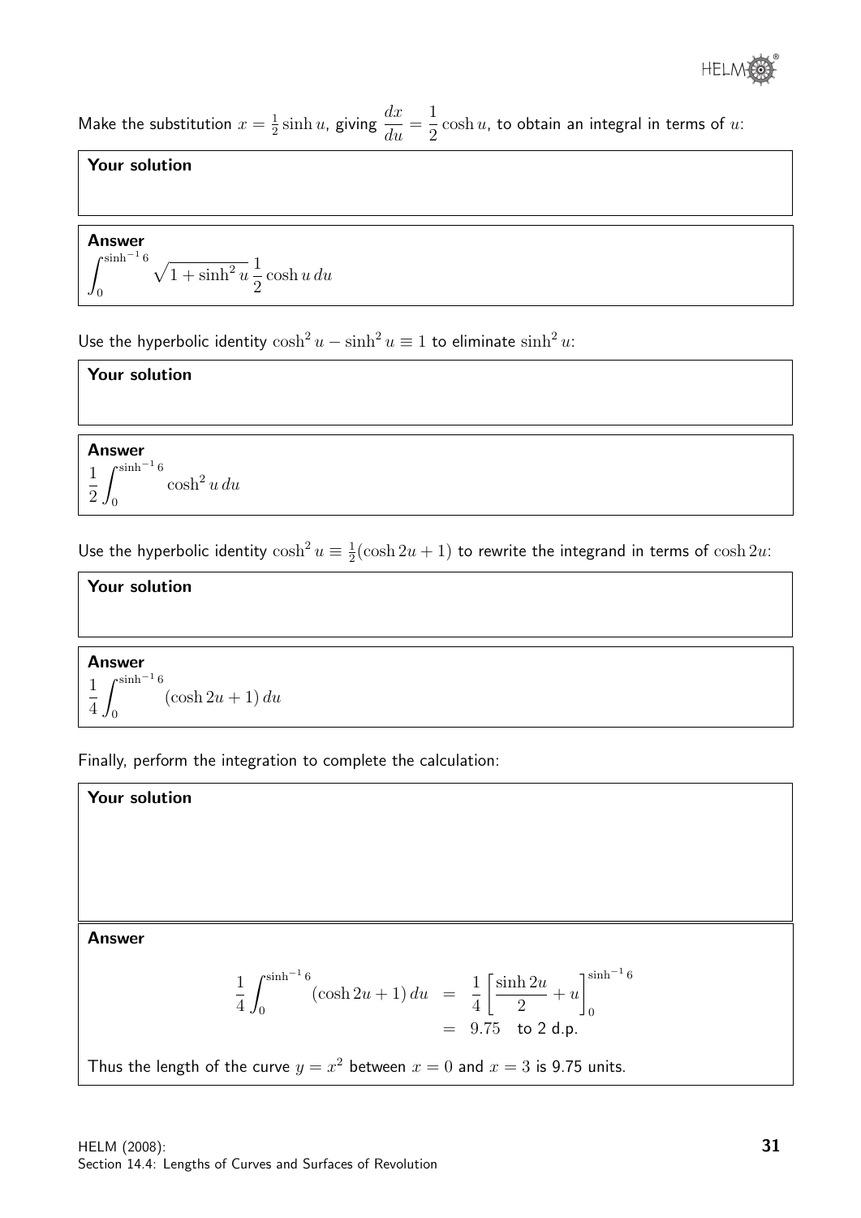Make the substitution $x = \frac{1}{2}\sinh u$, giving $\dfrac{dx}{du} = \dfrac{1}{2}\cosh u$, to obtain an integral in terms of $u$:

**Your solution**

**Answer**

$$\int_0^{\sinh^{-1} 6} \sqrt{1+\sinh^2 u}\,\frac{1}{2}\cosh u\,du$$

Use the hyperbolic identity $\cosh^2 u - \sinh^2 u \equiv 1$ to eliminate $\sinh^2 u$:

**Your solution**

**Answer**

$$\frac{1}{2}\int_0^{\sinh^{-1} 6} \cosh^2 u\,du$$

Use the hyperbolic identity $\cosh^2 u \equiv \frac{1}{2}(\cosh 2u + 1)$ to rewrite the integrand in terms of $\cosh 2u$:

**Your solution**

**Answer**

$$\frac{1}{4}\int_0^{\sinh^{-1} 6} (\cosh 2u + 1)\,du$$

Finally, perform the integration to complete the calculation:

**Your solution**

**Answer**

$$\begin{aligned}\frac{1}{4}\int_0^{\sinh^{-1} 6} (\cosh 2u + 1)\,du &= \frac{1}{4}\left[\frac{\sinh 2u}{2} + u\right]_0^{\sinh^{-1} 6} \\ &= 9.75 \quad \text{to 2 d.p.}\end{aligned}$$

Thus the length of the curve $y = x^2$ between $x = 0$ and $x = 3$ is 9.75 units.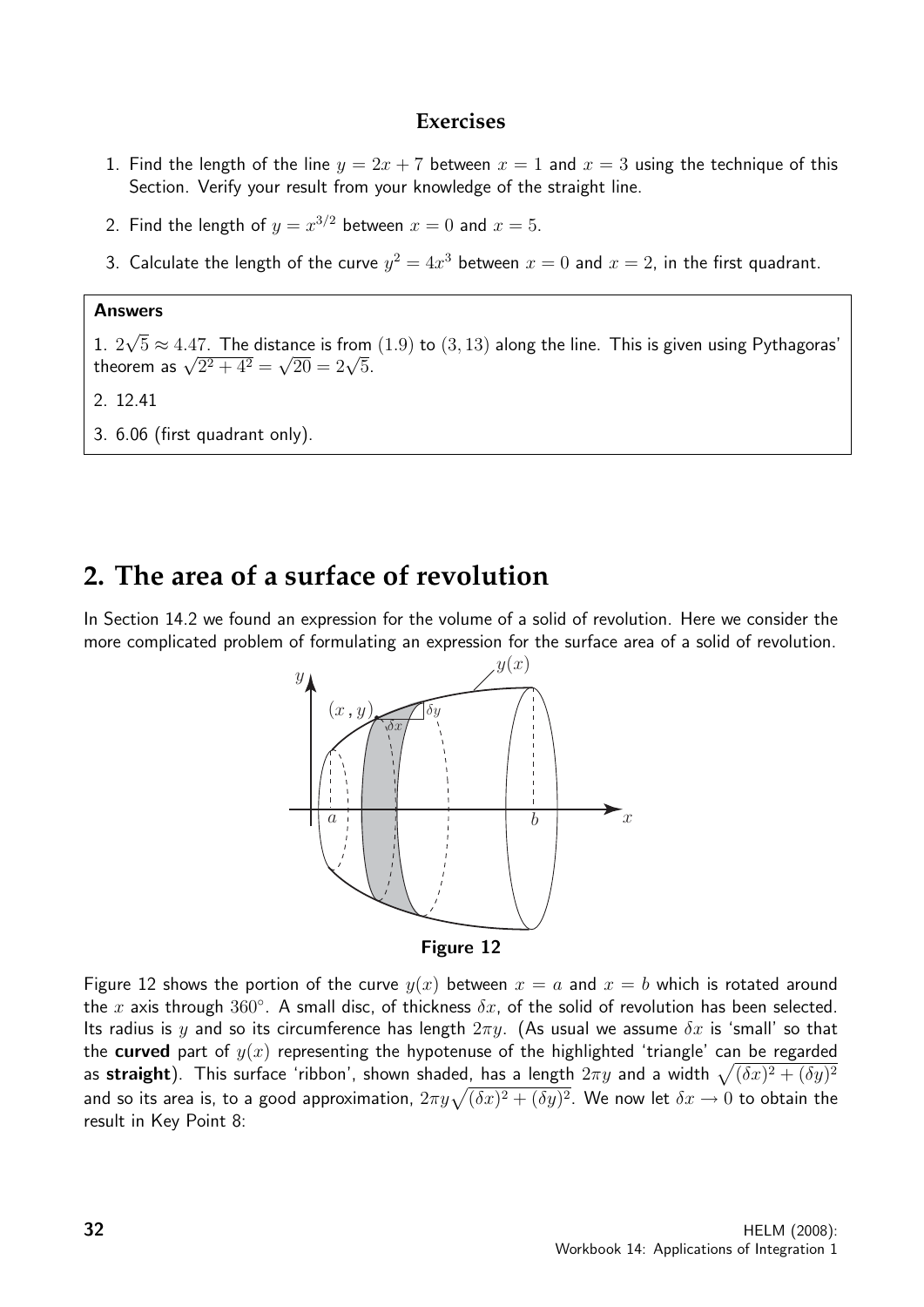### Exercises

1. Find the length of the line $y = 2x + 7$ between $x = 1$ and $x = 3$ using the technique of this Section. Verify your result from your knowledge of the straight line.

2. Find the length of $y = x^{3/2}$ between $x = 0$ and $x = 5$.

3. Calculate the length of the curve $y^2 = 4x^3$ between $x = 0$ and $x = 2$, in the first quadrant.

**Answers**

1. $2\sqrt{5} \approx 4.47$. The distance is from $(1.9)$ to $(3, 13)$ along the line. This is given using Pythagoras' theorem as $\sqrt{2^2 + 4^2} = \sqrt{20} = 2\sqrt{5}$.

2. 12.41

3. 6.06 (first quadrant only).

## 2. The area of a surface of revolution

In Section 14.2 we found an expression for the volume of a solid of revolution. Here we consider the more complicated problem of formulating an expression for the surface area of a solid of revolution.

**Figure 12**

Figure 12 shows the portion of the curve $y(x)$ between $x = a$ and $x = b$ which is rotated around the $x$ axis through $360°$. A small disc, of thickness $\delta x$, of the solid of revolution has been selected. Its radius is $y$ and so its circumference has length $2\pi y$. (As usual we assume $\delta x$ is 'small' so that the **curved** part of $y(x)$ representing the hypotenuse of the highlighted 'triangle' can be regarded as **straight**). This surface 'ribbon', shown shaded, has a length $2\pi y$ and a width $\sqrt{(\delta x)^2 + (\delta y)^2}$ and so its area is, to a good approximation, $2\pi y\sqrt{(\delta x)^2 + (\delta y)^2}$. We now let $\delta x \to 0$ to obtain the result in Key Point 8: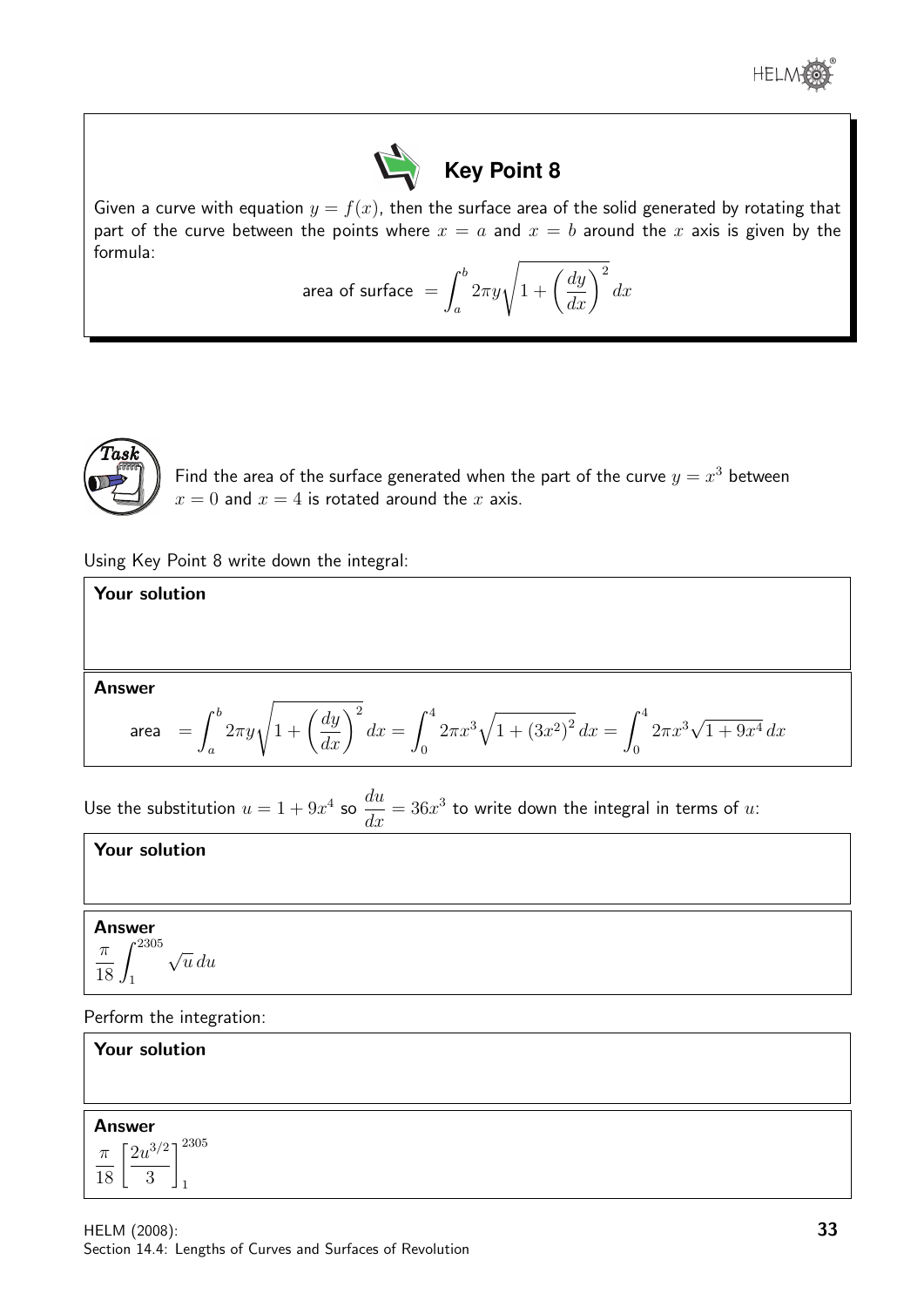**Key Point 8**

Given a curve with equation $y = f(x)$, then the surface area of the solid generated by rotating that part of the curve between the points where $x = a$ and $x = b$ around the $x$ axis is given by the formula:

$$\text{area of surface } = \int_a^b 2\pi y \sqrt{1 + \left(\frac{dy}{dx}\right)^2}\, dx$$

**Task**

Find the area of the surface generated when the part of the curve $y = x^3$ between $x = 0$ and $x = 4$ is rotated around the $x$ axis.

Using Key Point 8 write down the integral:

**Your solution**

**Answer**

$$\text{area } = \int_a^b 2\pi y \sqrt{1 + \left(\frac{dy}{dx}\right)^2}\, dx = \int_0^4 2\pi x^3 \sqrt{1 + (3x^2)^2}\, dx = \int_0^4 2\pi x^3 \sqrt{1 + 9x^4}\, dx$$

Use the substitution $u = 1 + 9x^4$ so $\dfrac{du}{dx} = 36x^3$ to write down the integral in terms of $u$:

**Your solution**

**Answer**

$$\frac{\pi}{18} \int_1^{2305} \sqrt{u}\, du$$

Perform the integration:

**Your solution**

**Answer**

$$\frac{\pi}{18} \left[\frac{2u^{3/2}}{3}\right]_1^{2305}$$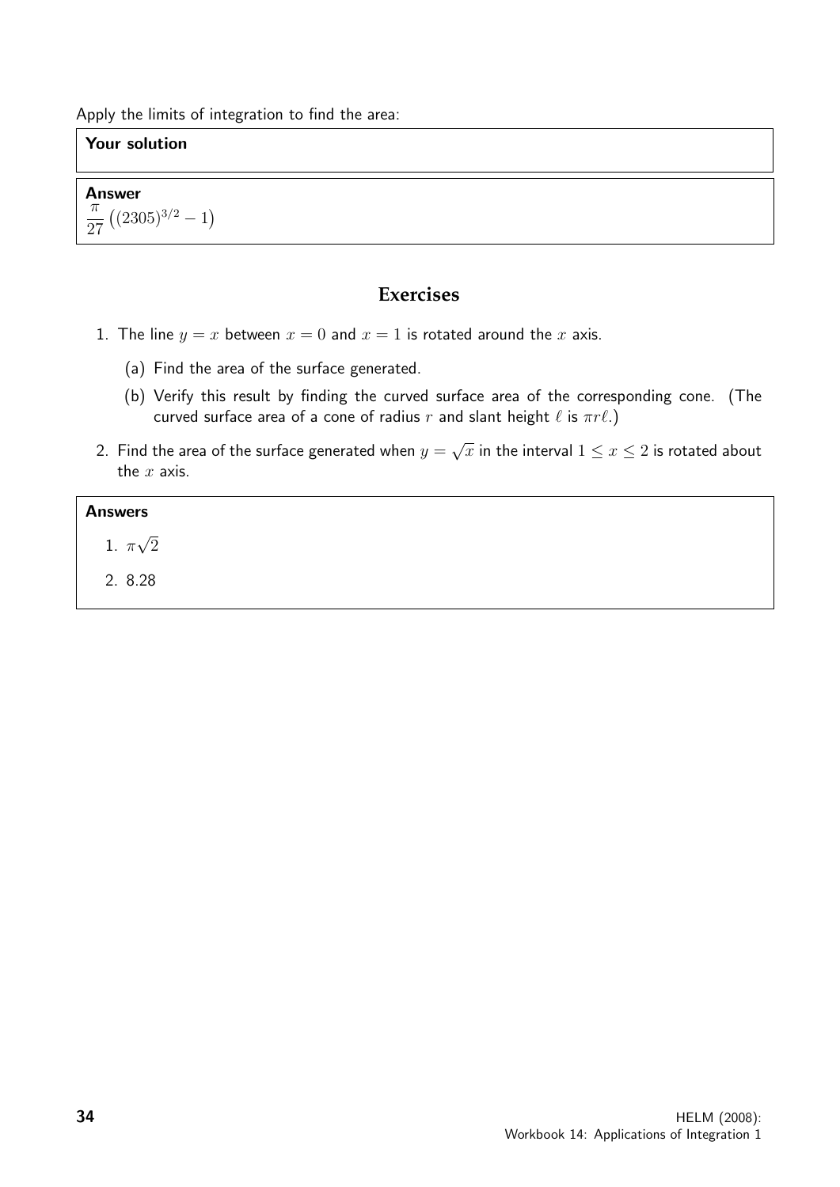Apply the limits of integration to find the area:

**Your solution**

**Answer**

$$\frac{\pi}{27}\left((2305)^{3/2} - 1\right)$$

## Exercises

1. The line $y = x$ between $x = 0$ and $x = 1$ is rotated around the $x$ axis.

   (a) Find the area of the surface generated.

   (b) Verify this result by finding the curved surface area of the corresponding cone. (The curved surface area of a cone of radius $r$ and slant height $\ell$ is $\pi r \ell$.)

2. Find the area of the surface generated when $y = \sqrt{x}$ in the interval $1 \leq x \leq 2$ is rotated about the $x$ axis.

**Answers**

1. $\pi\sqrt{2}$
2. 8.28